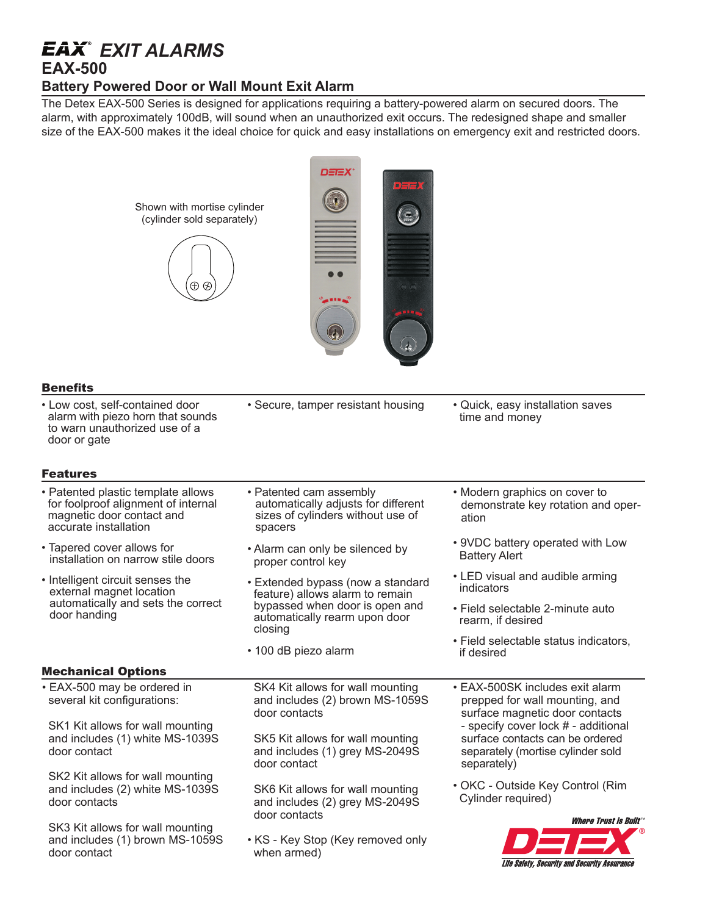# EAX® EXIT ALARMS

## EAX-500

### Battery Powered Door or Wall Mount Exit Alarm

The Detex EAX-500 Series is designed for applications requiring a battery-powered alarm on secured doors. The alarm, with approximately 100dB, will sound when an unauthorized exit occurs. The redesigned shape and smaller size of the EAX-500 makes it the ideal choice for quick and easy installations on emergency exit and restricted doors.

Shown with mortise cylinder (cylinder sold separately)

### Benefits

- Low cost, self-contained door alarm with piezo horn that sounds to warn unauthorized use of a door or gate
- Secure, tamper resistant housing
- Quick, easy installation saves time and money

### Features

- Patented plastic template allows for foolproof alignment of internal magnetic door contact and accurate installation
- Tapered cover allows for installation on narrow stile doors
- Intelligent circuit senses the external magnet location automatically and sets the correct door handing
- Patented cam assembly automatically adjusts for different sizes of cylinders without use of spacers
- Alarm can only be silenced by proper control key
- Extended bypass (now a standard feature) allows alarm to remain bypassed when door is open and automatically rearm upon door closing
- 100 dB piezo alarm
- Modern graphics on cover to demonstrate key rotation and operation
- 9VDC battery operated with Low Battery Alert
- LED visual and audible arming indicators
- Field selectable 2-minute auto rearm, if desired
- Field selectable status indicators, if desired

### Mechanical Options

- EAX-500 may be ordered in several kit configurations:

  SK1 Kit allows for wall mounting and includes (1) white MS-1039S door contact

  SK2 Kit allows for wall mounting and includes (2) white MS-1039S door contacts

  SK3 Kit allows for wall mounting and includes (1) brown MS-1059S door contact

  SK4 Kit allows for wall mounting and includes (2) brown MS-1059S door contacts

  SK5 Kit allows for wall mounting and includes (1) grey MS-2049S door contact

  SK6 Kit allows for wall mounting and includes (2) grey MS-2049S door contacts

- KS - Key Stop (Key removed only when armed)
- EAX-500SK includes exit alarm prepped for wall mounting, and surface magnetic door contacts - specify cover lock # - additional surface contacts can be ordered separately (mortise cylinder sold separately)
- OKC - Outside Key Control (Rim Cylinder required)

*Where Trust is Built™*

DETEX®

*Life Safety, Security and Security Assurance*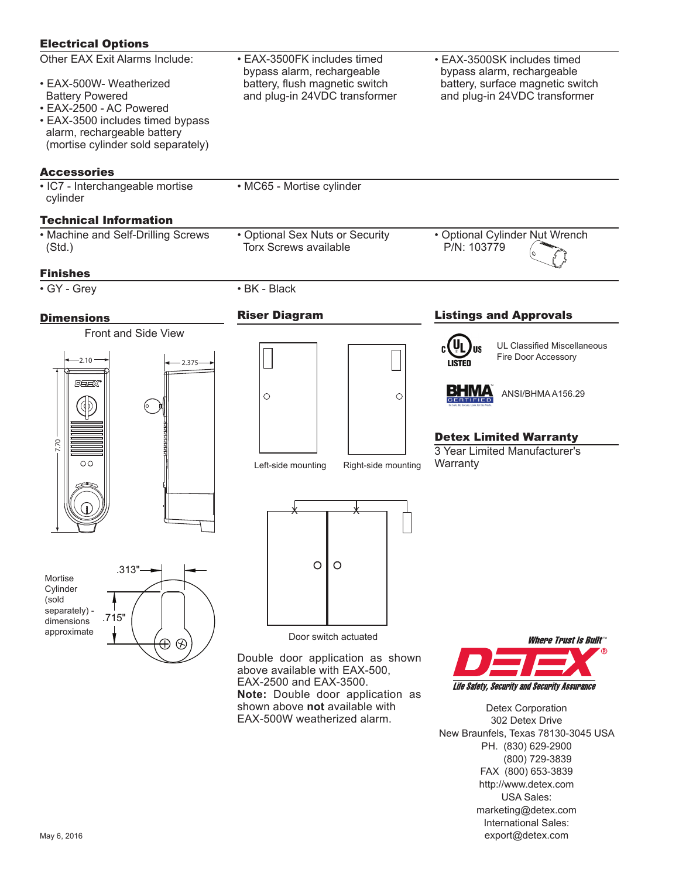## Electrical Options

Other EAX Exit Alarms Include:

- EAX-500W- Weatherized Battery Powered
- EAX-2500 - AC Powered
- EAX-3500 includes timed bypass alarm, rechargeable battery (mortise cylinder sold separately)
- EAX-3500FK includes timed bypass alarm, rechargeable battery, flush magnetic switch and plug-in 24VDC transformer
- EAX-3500SK includes timed bypass alarm, rechargeable battery, surface magnetic switch and plug-in 24VDC transformer

## Accessories

- IC7 - Interchangeable mortise cylinder
- MC65 - Mortise cylinder

## Technical Information

- Machine and Self-Drilling Screws (Std.)
- Optional Sex Nuts or Security Torx Screws available
- Optional Cylinder Nut Wrench P/N: 103779

## Finishes

- GY - Grey
- BK - Black

## Dimensions

Front and Side View

2.10

2.375

7.70

Mortise Cylinder (sold separately) - dimensions approximate

.313"

.715"

## Riser Diagram

Left-side mounting

Right-side mounting

Door switch actuated

Double door application as shown above available with EAX-500, EAX-2500 and EAX-3500.
**Note:** Double door application as shown above **not** available with EAX-500W weatherized alarm.

## Listings and Approvals

UL Classified Miscellaneous Fire Door Accessory

ANSI/BHMA A156.29

## Detex Limited Warranty

3 Year Limited Manufacturer's Warranty

*Where Trust is Built™*

*Life Safety, Security and Security Assurance*

Detex Corporation
302 Detex Drive
New Braunfels, Texas 78130-3045 USA
PH. (830) 629-2900
(800) 729-3839
FAX (800) 653-3839
http://www.detex.com
USA Sales:
marketing@detex.com
International Sales:
export@detex.com

May 6, 2016